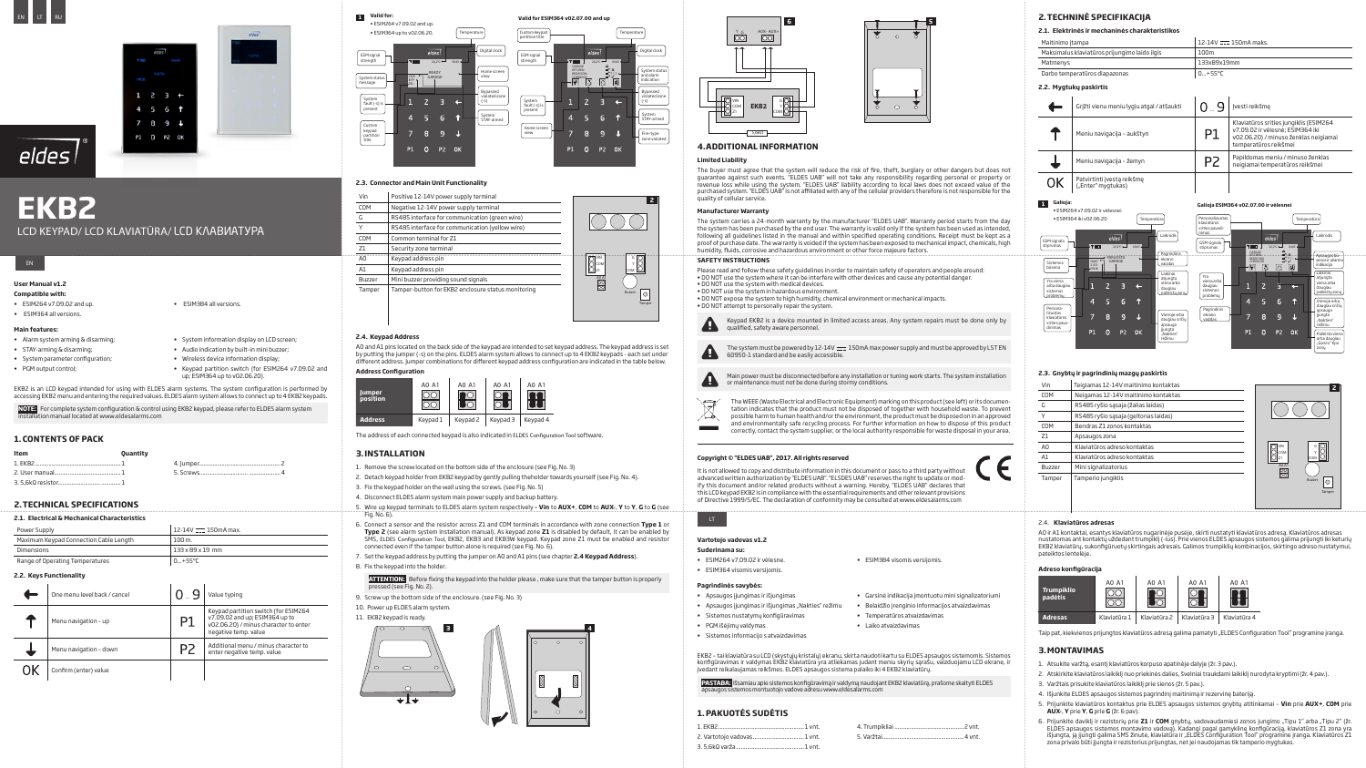EN LT RU

# EKB2

LCD KEYPAD/ LCD KLAVIATŪRA/ LCD КЛАВИАТУРА

EN

**User Manual v1.2**

**Compatible with:**

- ESIM264 v7.09.02 and up.
- ESIM364 all versions.
- ESIM384 all versions.

**Main features:**

- Alarm system arming & disarming;
- STAY-arming & disarming;
- System parameter configuration;
- PGM output control;
- System information display on LCD screen;
- Audio indication by built-in mini buzzer;
- Wireless device information display;
- Keypad partition switch (for ESIM264 v7.09.02 and up; ESIM364 up to v02.06.20).

EKB2 is an LCD keypad intended for using with ELDES alarm systems. The system configuration is performed by accessing EKB2 menu and entering the required values. ELDES alarm system allows to connect up to 4 EKB2 keypads.

**NOTE:** For complete system configuration & control using EKB2 keypad, please refer to ELDES alarm system installation manual located at www.eldesalarms.com

## 1. CONTENTS OF PACK

| Item | Quantity |
|---|---|
| 1. EKB2 | 1 |
| 2. User manual | 1 |
| 3. 5,6kΩ resistor | 1 |
| 4. Jumper | 2 |
| 5. Screws | 4 |

## 2. TECHNICAL SPECIFICATIONS

### 2.1. Electrical & Mechanical Characteristics

| | |
|---|---|
| Power Supply | 12-14V ⎓ 150mA max. |
| Maximum Keypad Connection Cable Length | 100 m. |
| Dimensions | 133 x 89 x 19 mm |
| Range of Operating Temperatures | 0...+55°C |

### 2.2. Keys Functionality

| | | | |
|---|---|---|---|
| ← | One menu level back / cancel | 0 ... 9 | Value typing |
| ↑ | Menu navigation - up | P1 | Keypad partition switch (for ESIM264 v7.09.02 and up; ESIM364 up to v02.06.20) / minus character to enter negative temp. value |
| ↓ | Menu navigation - down | P2 | Additional menu / minus character to enter negative temp. value |
| OK | Confirm (enter) value | | |

**1** Valid for:
- ESIM264 v7.09.02 and up.
- ESIM364 up to v02.06.20.

Valid for ESIM364 v02.07.00 and up

### 2.3. Connector and Main Unit Functionality

| | |
|---|---|
| Vin | Positive 12-14V power supply terminal |
| COM | Negative 12-14V power supply terminal |
| G | RS485 interface for communication (green wire) |
| Y | RS485 interface for communication (yellow wire) |
| COM | Common terminal for Z1 |
| Z1 | Security zone terminal |
| A0 | Keypad address pin |
| A1 | Keypad address pin |
| Buzzer | Mini buzzer providing sound signals |
| Tamper | Tamper-button for EKB2 enclosure status monitoring |

### 2.4. Keypad Address

A0 and A1 pins located on the back side of the keypad are intended to set keypad address. The keypad address is set by putting the jumper (-s) on the pins. ELDES alarm system allows to connect up to 4 EKB2 keypads - each set under different address. Jumper combinations for different keypad address configuration are indicated in the below below.

**Address Configuration**

| Jumper position | A0 A1 | A0 A1 | A0 A1 | A0 A1 |
|---|---|---|---|---|
| Address | Keypad 1 | Keypad 2 | Keypad 3 | Keypad 4 |

The address of each connected keypad is also indicated in ELDES Configuration Tool software.

## 3. INSTALLATION

1. Remove the screw located on the bottom side of the enclosure (see Fig. No. 3)
2. Detach keypad holder from EKB2 keypad by gently pulling theholder towards yourself (see Fig. No. 4).
3. Fix the keypad holder on the wall using the screws. (see Fig. No. 5)
4. Disconnect ELDES alarm system main power supply and backup battery.
5. Wire up keypad terminals to ELDES alarm system respectively - **Vin** to **AUX+**, **COM** to **AUX-**, **Y** to **Y**, **G** to **G** (see Fig. No. 6).
6. Connect a sensor and the resistor across Z1 and COM terminals in accordance with zone connection **Type 1** or **Type 2** (see alarm system installation manual). As keypad zone **Z1** is disabled by default, it can be enabled by SMS, ELDES Configuration Tool, EKB2, EKB3 and EKB3W keypad. Keypad zone Z1 must be enabled and resistor connected even if the tamper button alone is required (see Fig. No. 6).
7. Set the keypad address by putting the jumper on A0 and A1 pins (see chapter **2.4 Keypad Address**).
8. Fix the keypad into the holder.

**ATTENTION:** Before fixing the keypad into the holder please , make sure that the tamper button is properly pressed (see Fig. No. 2).

9. Screw up the bottom side of the enclosure. (see Fig. No. 3)
10. Power up ELDES alarm system.
11. EKB2 keypad is ready.

## 4. ADDITIONAL INFORMATION

**Limited Liability**

The buyer must agree that the system will reduce the risk of fire, theft, burglary or other dangers but does not guarantee against such events. "ELDES UAB" will not take any responsibility regarding personal or property or revenue loss while using the system. "ELDES UAB" liability according to local laws does not exceed value of the purchased system. "ELDES UAB" is not affiliated with any of the cellular providers therefore is not responsible for the quality of cellular service.

**Manufacturer Warranty**

The system carries a 24-month warranty by the manufacturer "ELDES UAB". Warranty period starts from the day the system has been purchased by the end user. The warranty is valid only if the system has been used as intended, following all guidelines listed in the manual and within specified operating conditions. Receipt must be kept as a proof of purchase date. The warranty is voided if the system has been exposed to mechanical impact, chemicals, high humidity, fluids, corrosive and hazardous environment or other force majeure factors.

**SAFETY INSTRUCTIONS**

Please read and follow these safety guidelines in order to maintain safety of operators and people around:
- DO NOT use the system where it can be interfere with other devices and cause any potential danger.
- DO NOT use the system with medical devices.
- DO NOT use the system in hazardous environment.
- DO NOT expose the system to high humidity, chemical environment or mechanical impacts.
- DO NOT attempt to personally repair the system.

Keypad EKB2 is a device mounted in limited access areas. Any system repairs must be done only by qualified, safety aware personnel.

The system must be powered by 12-14V ⎓ 150mA max power supply and must be approved by LST EN 60950-1 standard and be easily accessible.

Main power must be disconnected before any installation or tuning work starts. The system installation or maintenance must not be done during stormy conditions.

The WEEE (Waste Electrical and Electronic Equipment) marking on this product (see left) or its documentation indicates that the product must not be disposed of together with household waste. To prevent possible harm to human health and/or the environment, the product must be disposed on in an approved and environmentally safe recycling process. For further information on how to dispose of this product correctly, contact the system supplier, or the local authority responsible for waste disposal in your area.

**Copyright © "ELDES UAB", 2017. All rights reserved**

It is not allowed to copy and distribute information in this document or pass to a third party without advanced written authorization by "ELDES UAB". "ELSDES UAB" reserves the right to update or modify this document and/or related products without a warning. Hereby, "ELDES UAB" declares that this LCD keypad EKB2 is in compliance with the essential requirements and other relevant provisions of Directive 1999/5/EC. The declaration of conformity may be consulted at www.eldesalarms.com

LT

**Vartotojo vadovas v1.2**

**Suderinama su:**

- ESIM264 v7.09.02 ir vėlesne.
- ESIM364 visomis versijomis.
- ESIM384 visomis versijomis.

**Pagrindinės savybės:**

- Apsaugos įjungimas ir išjungimas
- Apsaugos įjungimas ir išjungimas „Naktiės" režimu
- Sistemos nustatymų konfigūravimas
- PGM išėjimų valdymas
- Sistemos informacijos atvaizdavimas
- Garsinė indikacija įmontuotu mini signalizatoriumi
- Belaidžio įrenginio informacijos atvaizdavimas
- Temperatūros atvaizdavimas
- Laiko atvaizdavimas

EKB2 - tai klaviatūra su LCD (skystųjų kristalų) ekranu, skirta naudoti kartu su ELDES apsaugos sistemomis. Sistemos konfigūravimas ir valdymas EKB2 klaviatūra yra atliekamas judant meniu skiltyse, rodomose LCD ekrane, ir įvedant reikalaujamas reikšmes. ELDES apsaugos sistema palaiko iki 4 EKB2 klaviatūrų.

**PASTABA:** Išsamiau apie sistemos konfigūravimą ir valdymą naudojant EKB2 klaviatūrą, prašome skaityti ELDES apsaugos sistemos montuotojo vadove adresu www.eldesalarms.com

## 1. PAKUOTĖS SUDĖTIS

| | |
|---|---|
| 1. EKB2 | 1 vnt. |
| 2. Vartotojo vadovas | 1 vnt. |
| 3. 5,6kΩ varža | 1 vnt. |
| 4. Trumpikliai | 2 vnt. |
| 5. Varžtai | 4 vnt. |

## 2. TECHNINĖ SPECIFIKACIJA

### 2.1. Elektrinės ir mechaninės charakteristikos

| | |
|---|---|
| Maitinimo įtampa | 12-14V ⎓ 150mA maks. |
| Maksimalus klaviatūros prijungimo laido ilgis | 100m |
| Matmenys | 133x89x19mm |
| Darbo temperatūros diapazonas | 0...+55°C |

### 2.2. Mygtukų paskirtis

| | | | |
|---|---|---|---|
| ← | Grįžti vienu meniu lygiu atgal / atšaukti | 0 ... 9 | Įvesti reikšmę |
| ↑ | Meniu navigacija - aukštyn | P1 | Klaviatūros srities jungiklis (ESIM264 v7.09.02 ir vėlesnė; ESIM364 iki v02.06.20) / minuso ženklas neigiamai temperatūros reikšmei |
| ↓ | Meniu navigacija - žemyn | P2 | Papildomas meniu / minuso ženklas neigiamai temperatūros reikšmei |
| OK | Patvirtinti įvestą reikšmę („Enter" mygtukas) | | |

**1** Galioja:
- ESIM264 v7.09.02 ir vėlesnei
- ESIM364 iki v02.06.20

Galioja ESIM364 v02.07.00 ir vėlesnei

### 2.3. Gnybtų ir pagrindinių mazgų paskirtis

| | |
|---|---|
| Vin | Teigiamas 12-14V maitinimo kontaktas |
| COM | Neigiamas 12-14V maitinimo kontaktas |
| G | RS485 ryšio sąsaja (žalias laidas) |
| Y | RS485 ryšio sąsaja (geltonas laidas) |
| COM | Bendras Z1 zonos kontaktas |
| Z1 | Apsaugos zona |
| A0 | Klaviatūros adreso kontaktas |
| A1 | Klaviatūros adreso kontaktas |
| Buzzer | Mini signalizatorius |
| Tamper | Tamperio jungiklis |

### 2.4. Klaviatūros adresas

A0 ir A1 kontaktai, esantys klaviatūros nugarinėje pusėje, skirti nustatyti klaviatūros adresą. Klaviatūros adresas nustatomas ant kontaktų uždedant trumpiklį (-ius). Prie vienos ELDES apsaugos sistemos galima prijungti iki keturių EKB2 klaviatūrų, sukonfigūruotų skirtingais adresais. Galimos trumpiklių kombinacijos, skirtingo adreso nustatymui, pateiktos lentelėje.

**Adreso konfigūracija**

| Trumpiklio padėtis | A0 A1 | A0 A1 | A0 A1 | A0 A1 |
|---|---|---|---|---|
| Adresas | Klaviatūra 1 | Klaviatūra 2 | Klaviatūra 3 | Klaviatūra 4 |

Taip pat, kiekvienos prijungtos klaviatūros adresą galima pamatyti „ELDES Configuration Tool" programine įranga.

## 3. MONTAVIMAS

1. Atsukite varžtą, esantį klaviatūros korpuso apatinėje dalyje (žr. 3 pav.).
2. Atskirkite klaviatūros laikiklį nuo priekinės dalies, švelniai traukdami laikiklį nurodyta kryptimi (žr. 4 pav.).
3. Varžtais prisukite klaviatūros laikiklį prie sienos (žr. 5 pav.).
4. Išjunkite ELDES apsaugos sistemos pagrindinį maitinimą ir rezervinę bateriją.
5. Prijunkite klaviatūros kontaktus prie ELDES apsaugos sistemos gnybtų atitinkamai - **Vin** prie **AUX+**, **COM** prie **AUX-**, **Y** prie **Y**, **G** prie **G** (žr. 6 pav.).
6. Prijunkite daviklį ir rezistorių prie **Z1** ir **COM** gnybtų, vadovaudamiesi zonos jungimo „Tipu 1" arba „Tipu 2" (žr. ELDES apsaugos sistemos montavimo vadovą). Kadangi pagal gamyklinę konfigūraciją, klaviatūros Z1 zona yra išjungta, ją įjungti galima SMS žinute, klaviatūra ir „ELDES Configuration Tool" programine įranga. Klaviatūros Z1 zona privalo būti įjungta ir rezistorius prijungtas, net jei naudojamas tik tamperio mygtukas.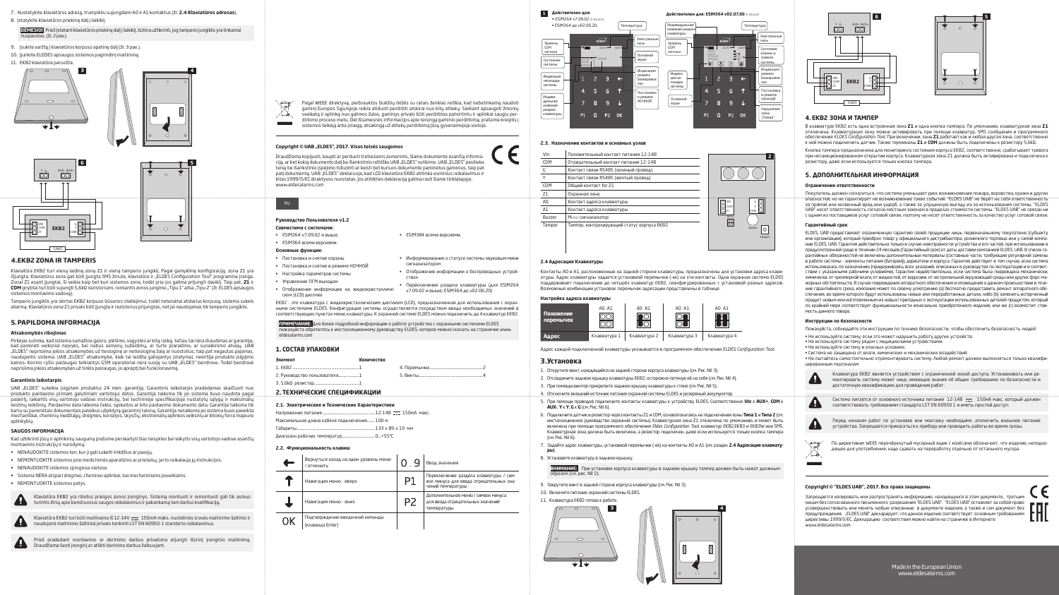7. Nustatykite klaviatūros adresą, trumpikliu sujungdami A0 ir A1 kontaktus (žr. **2.4 Klaviatūros adresas**).
8. Įstatykite klaviatūros priekinę dalį į laikiklį.

**DĖMESIO:** Prieš įstatant klaviatūros priekinę dalį į laikiklį, būtina užtikrinti, jog tamperio jungiklis yra tinkamai nuspaustas. (žr. 2 pav.).

9. Įsukite varžtą į klaviatūros korpuso apatinę dalį (žr. 3 pav.).
10. Įjunkite ELEDES apsaugos sistemos pagrindinį maitinimą.
11. EKB2 klaviatūra paruošta.

## 4.EKB2 ZONA IR TAMPERIS

Klaviatūra EKB2 turi vieną laidinę zoną Z1 ir vieną tamperio jungiklį. Pagal gamyklinę konfigūraciją, zona Z1 yra išjungta. Klaviatūros zona gali būti įjungta SMS žinute, klaviatūra ir „ELDES Configuration Tool" programine įranga. Zonai Z1 esant įjungtai, ši veikia kaip bet kuri sistemos zona, todėl prie jos galima prijungti daviklį. Taip pat, **Z1** ir **COM** gnybtai turi būti sujungti 5,6kΩ rezistoriumi, remiantis zonos jungimo „Tipu 1" arba „Tipu 2" (žr. ELDES apsaugos sistemos montavimo vadovą).

Tamperio jungiklis yra skirtas EKB2 korpuso būsenos stebėjimui, todėl neteisėtai atidarius korpusą, sistema sukels aliarmą. Klaviatūros zona Z1 privalo būti įjungta ir rezistorius prijungtas, net jei naudojamas tik tamperio jungiklis.

## 5.PAPILDOMA INFORMACIJA

### Atsakomybės ribojimas

Pirkėjas sutinka, kad sistema sumažina gaisro, plėšimo, vagystės ar kitų rizikų, tačiau tai nėra draudimas ar garantija, kad paminėti veiksniai neįvyks, bei nebus asmenų sužeidimų, ar turto praradimo, ar sunaikinimo atvejų. UAB „ELDES" neprisiima jokios atsakomybės už tiesioginę ar netiesioginę žalą ar nuostolius, taip pat negautas pajamas, naudojantis sistema. UAB „ELDES" atsakomybė, kiek tai leidžia galiojantys įstatymai, neviršija produkto įsigijimo kainos. Korinio ryšio paslaugas teikiantys GSM operatoriai nėra susiję su UAB „ELDES" bendrove. Todėl bendrovė neprisiima jokios atsakomybės už tinklo paslaugas, jo aprėptį bei funkcionavimą.

### Garantinis laikotarpis

UAB „ELDES" suteikia įsigytam produktui 24 mėn. garantiją. Garantinis laikotarpis pradedamas skaičiuoti nuo produkto pardavimo galutiniam vartotojui datos. Garantija taikoma tik jei sistema buvo naudojama pagal paskirtį, laikantis visų vartotojo vadovo instrukcijų, bei techninėje specifikacijoje nurodytų sąlygų ir maksimalių leistinų reikšmių. Pardavimo data laikoma čekio, sąskaitos ar kito pardavimo dokumento pateikimo data. Garantija taikoma tik kartu su paminėtais dokumentais pateikus užpildytą garantinį taloną. Garantija netaikoma jei sistema buvo paveikta mechaniškai, cheminių medžiagų, drėgmės, korozijos, skysčių, ekstremalių aplinkos veiksnių ar kitokių force majeure aplinkybių.

### SAUGOS INFORMACIJA

Kad užtikrinti jūsų ir aplinkinių saugumą prašome perskaityti šias taisykles bei laikytis visų vartotojo vadove esančių montavimo instrukcijų ir nurodymų:

- NENAUDOKITE sistemos ten, kur ji gali sukelti trikdžius ar pavojų.
- NENAUDOKITE sistemos prie medicininės aparatūros ar prietaisų, jei to reikalauja jų instrukcijos.
- NENAUDOKITE sistemos sprogiose vietose.
- Sistema NĖRA atspari drėgmei, cheminei aplinkai, bei mechaniniams poveikiams.
- NEMONTUOKITE sistemos patys.

Klaviatūra EKB2 yra ribotos prieigos zonos įrenginys. Sistemą montuoti ir remontuoti gali tik asmuo turintis žinių apie bendruosius saugos reikalavimus ir pakankamą tam darbui kvalifikaciją.

Klaviatūra EKB2 turi būti maitinama iš 12-14V ⎓ 150mA maks. nuolatinės srovės maitinimo šaltinio ir naudojami maitinimo šaltiniai privalo tenkinti LST EN 60950-1 standarto reikalavimus.

Prieš pradedant montavimo ar derinimo darbus privaloma atjungti išorinį įrenginio maitinimą. Draudžiama liesti įrenginį ar atlikti derinimo darbus žaibuojant.

Pagal WEEE direktyvą, perbrauktos šiukšlių dėžės su ratais ženklas reiškia, kad nebetinkamą naudoti gaminį Europos Sąjungoje reikia atiduoti perdirbti atskirai nuo kitų atliekų. Siekiant apsaugoti žmonių sveikatą ir aplinką nuo galimos žalos, gaminys privalo būti perdirbtas patvirtintu ir aplinkai saugiu perdirbimo proceso metu. Dėl išsamesnės informacijos apie teisingą gaminio perdirbimą, prašome kreiptis į sistemos tiekėją arba įstaigą, atsakingą už atliekų perdirbimą jūsų gyvenamojoje vietoje.

### Copyright © UAB „ELDES", 2017. Visos teisės saugomos

Draudžiama kopijuoti, kaupti ar perduoti tretiesiems asmenims, šiame dokumente esančią informaciją, ar bet kokią dokumento dalį be išankstinio raštiško UAB „ELDES" sutikimo. UAB „ELDES" pasilieka teisę be išankstinio įspėjimo tobulinti ar keisti bet kuriuos dokumente paminėtus gaminius, taip pat patį dokumentą. UAB „ELDES" deklaruoja, kad LCD klaviatūra EKB2 atitinka esminius reikalavimus ir kitas 1999/5/EC direktyvos nuostatas. Jos atitikties deklaraciją galima rasti šiame tinklalapyje: www.eldesalarms.com

RU

### Руководство Пользователя v1.2

**Совместимо с системами:**

- ESIM264 v7.09.02 и выше.
- ESIM364 всеми версиями.
- ESIM384 всеми версиями.

**Основные функции:**

- Постановка и снятие охраны
- Постановка и снятие в режиме НОЧНОЙ
- Настройка параметров системы
- Управление ПГМ выходом
- Отображение информации на жидкокристалическом (LCD) дисплее
- Информирование о статусе системы звуковым мини сигнализатором
- Отображение информации о беспроводных устройствах
- Переключение раздела клавиатуры (для ESIM264 v7.09.02 и выше; ESIM364 до v02.06.20)

EKB2 - это клавиатура с жидкокристаллическим дисплеем (LCD), предназначенная для использования с охранными системами ELDES. Конфигурация системы осуществляется посредством ввода необходимых значений в соответствующих пунктах меню клавиатуры. К охранной системе ELDES можно подключить до 4 клавиатур EKB2.

**ПРИМЕЧАНИЕ:** Для более подробной информации о работе устройства с охранными системами ELDES пожалуйста обратитесь к инсталляционному руководству ELDES, которое можно скачать на страничке www.eldesalarms.com

## 1. СОСТАВ УПАКОВКИ

| Элемент | Количество |
|---|---|
| 1. EKB2 | 1 |
| 2. Руководство пользователя | 1 |
| 3. 5,6kΩ резистор | 1 |
| 4. Перемычки | 2 |
| 5. Винты | 4 |

## 2. ТЕХНИЧЕСКИЕ СПЕЦИФИКАЦИИ

### 2.1. Электрические и Технические Характеристики

Напряжение питания............12-14В ⎓ 150мА макс.
Максимальная длина кабеля подключения.......100 м
Габариты............133 x 89 x 19 мм
Диапазон рабочих температур............0...+55°C

### 2.2. Функциональность клавиш

| | | | |
|---|---|---|---|
| ← | Вернуться назад на один уровень меню / отменить | 0 ... 9 | Ввод значения |
| ↑ | Навигация меню - вверх | P1 | Переключение раздела клавиатуры / символ минуса для ввода отрицательных значений температуры |
| ↓ | Навигация меню - вниз | P2 | Дополнительное меню / символ минуса для ввода отрицательных значений температуры |
| OK | Подтверждение введенной команды (клавиша Enter) | | |

**1** Действителен для:
- ESIM264 v7.09.02 и выше.
- ESIM364 до v02.06.20.

Уровень GSM сигнала; Состояние системы; Индикация неполадок системы; Индивидуальное название раздела клавиатуры; Температура; Электронные часы; Основной экран; Индикация режима блокировки зон; Постановка в режиме НОЧНОЙ

**Действителен для: ESIM364 v02.07.00 и выше.**

Индивидуальное название раздела клавиатуры; Уровень GSM сигнала; Индикация пожарной тревоги; Основной экран; Температура; Электронные часы; Состояние охраны и тревоги системы; Индикация режима блокировки зон; Постановка в режиме НОЧНОЙ; Нарушение зоны „Пожар"

### 2.3. Назначение контактов и основных узлов

| | |
|---|---|
| Vin | Положительный контакт питания 12-14В |
| COM | Отрицательный контакт питания 12-14В |
| G | Контакт связи RS485 (зеленый провод) |
| Y | Контакт связи RS485 (желтый провод) |
| COM | Общий контакт for Z1 |
| Z1 | Охранная зона |
| A0 | Контакт адреса клавиатуры |
| A1 | Контакт адреса клавиатуры |
| Buzzer | Мини сигнализатор |
| Tamper | Тампер, контролирующий статус корпуса EKB2 |

### 2.4 Адресация Клавиатуры

Контакты A0 и A1, расположенные на задней стороне клавиатуры, предназначены для установки адреса клавиатуры. Адрес клавиатуры задается установкой перемычки (-ек) на эти контакты. Одна охранная система ELDES поддерживает подключение до четырёх клавиатур EKB2, сконфигурированных с установкой разных адресов. Возможные комбинации установок перемычек адресации представлены в таблице.

**Настройка адреса клавиатуры**

| Положение перемычек | A0 A1 | A0 A1 | A0 A1 | A0 A1 |
|---|---|---|---|---|
| Адрес | Клавиатура 1 | Клавиатура 2 | Клавиатура 3 | Клавиатура 4 |

Адрес каждой подключенной клавиатуры указывается в программном обеспечении *ELDES Configuration Tool.*

## 3.Установка

1. Открутите винт, находящийся на задней стороне корпуса клавиатуры (См. Рис. № 3).
2. Отсоедините заднюю крышку клавиатуры EKB2, осторожно потянув её на себя (См. Рис. № 4).
3. При помощи винтов прикрепите заднюю крышку клавиатуры к стене (См. Рис. № 5).
4. Отключите внешний источник питания охранной системы ELDES и резервный аккумулятор.
5. При помощи проводов подключите контакты клавиатуры к устройству ELDES. Соответственно **Vin** к **AUX+**, **COM** к **AUX-**; **Y** к **Y**, **G** к **G** (См. Рис. № 6).
6. Подключите датчик и резистор через контакты Z1 и COM, основываясь на подключении зоны **Типа 1** и **Типа 2** (см. инсталляционное руководство охранной системы). Клавиатурная зона Z1 отключена по умолчанию, и может быть включена при помощи программного обеспечения *Eldes Configuration Tool*, клавиатур EKB2,EKB3 и EKB3W или SMS. Клавиатурная зона должна быть включена, а резистор подключен, даже если используется только кнопка тампера (см. Рис. № 6).
7. Задайте адрес клавиатуры, установкой перемычки (-ек) на контакты A0 и A1 (см. раздел **2.4 Адресация клавиатуры**).
8. Установите клавиатуру в заднюю крышку.

**ВНИМАНИЕ:** При установке корпуса клавиатуры в заднюю крышку тампер должен быть нажат должным образом (см. рис. № 2).

9. Закрутите винт в задней стороне корпуса клавиатуры (см. Рис. № 3).
10. Включите питание охранной системы ELDES.
11. Клавиатура EKB2 готова к работе.

## 4. EKB2 ЗОНА И ТАМПЕР

В клавиатуре EKB2 есть одна встроенная зона **Z1** и одна кнопка тампера. По умолчанию, клавиатурная зона **Z1** отключена. Клавиатурную зону можно активировать при помощи клавиатур, SMS сообщения и программного обеспечения *ELDES Configuration Tool*. При включении, зона **Z1** работает как и любая другая зона, соответственно к ней можно подключить датчик. Также терминалы **Z1** и **COM** должны быть подключены к резистору 5,6kΩ.

Кнопка тампера предназначена для мониторинга состояния корпуса EKB2, соответственно, срабатывает тревога при несанкционированном открытии корпуса. Клавиатурная зона Z1 должна быть активирована и подключена к резистору, даже если используется только кнопка тампера.

## 5. ДОПОЛНИТЕЛЬНАЯ ИНФОРМАЦИЯ

### Ограничение ответственности

Покупатель должен согласиться, что система уменьшает риск возникновения пожара, воровства, кражи и других опасностей, но не гарантирует не возникновение таких событий. "ELDES UAB" не берёт на себя ответственность за прямой или косвенный вред или ущерб, а также за упущенную выгоду из-за использования системы. "ELDES UAB" несет ответственность согласно местным законам в пределах стоимости системы. "ELDES UAB" не связан ни с одним из поставщиков услуг сотовой связи, поэтому не несет ответственность за качество услуг сотовой связи.

### Гарантийный срок

ELDES, UAB предоставляет ограниченную гарантию своей продукции лишь первоначальному покупателю (субъекту или организации), который приобрел товар у официального дистрибьютора, розничного торговца или у самой компании ELDES, UAB. Гарантия действительна только в случае неисправности устройства и его частей, при использовании в предусмотренной среде в течение 24 месяцев (Гарантийный срок) от даты доставки компанией ELDES, UAB. В список гарантийных обязанностей не включены дополнительные материалы (составные части, требующие регулярной замены в работе системы - элементы питания (батарей), держатели и корпус). Гарантия действует в том случае, если система использовалась по назначению (придерживаясь всех указаний, описанных в руководстве по эксплуатации и в соответствии с указанными рабочими условиями). Гарантия недействительна, если система была повреждена механически, химически, от чрезмерной влаги, от жидкостей, от коррозии, от экстремальной окружающей среды или других форс-мажорных обстоятельств. В случае повреждения аппаратного обеспечения и оповещения о данном происшествии в течение гарантийного срока, компания может по своему усмотрению (а) бесплатно предоставить ремонт аппаратного обеспечения, во время которого будут использованы новые или переработанные детали, либо (b) заменить испорченный продукт новым или изготовленным из новых/пригодных к эксплуатации использованных деталей продуктом, который по крайней мере соответствует функциональности изначально приобретенного изделия, или же (c) возместит стоимость данного товара.

### Инструкции по безопасности

Пожалуйста, соблюдайте эти инструкции по технике безопасности, чтобы обеспечить безопасность людей:

- Не используйте систему, если это может нарушить работу других устройств.
- Не используйте систему рядом с медицинскими устройствами.
- Не используйте систему в опасных условиях.
- Система не защищена от влаги, химических и механических воздействий.
- Не пытайтесь самостоятельно отремонтировать систему. Любой ремонт должен выполняться только квалифицированным персоналом

Клавиатура EKB2 является устройством с ограниченной зоной доступа. Устанавливать или ремонтировать систему может лицо, имеющее знания об общих требованиях по безопасности и достаточную квалификацию для проведения работ.

Система питается от основного источника питания 12-14В ⎓ 150мА макс. который должен соответствовать требованиям стандарта LST EN 60950-1 и иметь простой доступ.

Перед началом работ по установке или монтажу необходимо отключить внешнее питание устройства. Запрещается прикасаться к прибору или проводить работы во время грозы.

По директивам WEEE перечёркнутый мусорный ящик с колёсами обозначает, что изделие, непригодящее для употребления, надо сдавать на переработку отдельно от остального мусора.

### Copyright © "ELDES UAB", 2017. Все права защищены

Запрещается копировать или распространять информацию, находящуюся в этом документе, третьим лицам без согласованного письменного разрешения "ELDES UAB". "ELDES UAB" оставляет за собой право усовершенствовать или менять любые описанные в документе изделия, а также и сам документ без предупреждения. „ELDES UAB" декларирует, что данное изделие соответствует основным требованиям директивы 1999/5/EC. Декларацию соответствия можно найти на страничке в Интернете www.eldesalarms.com

Made in the European Union
www.eldesalarms.com